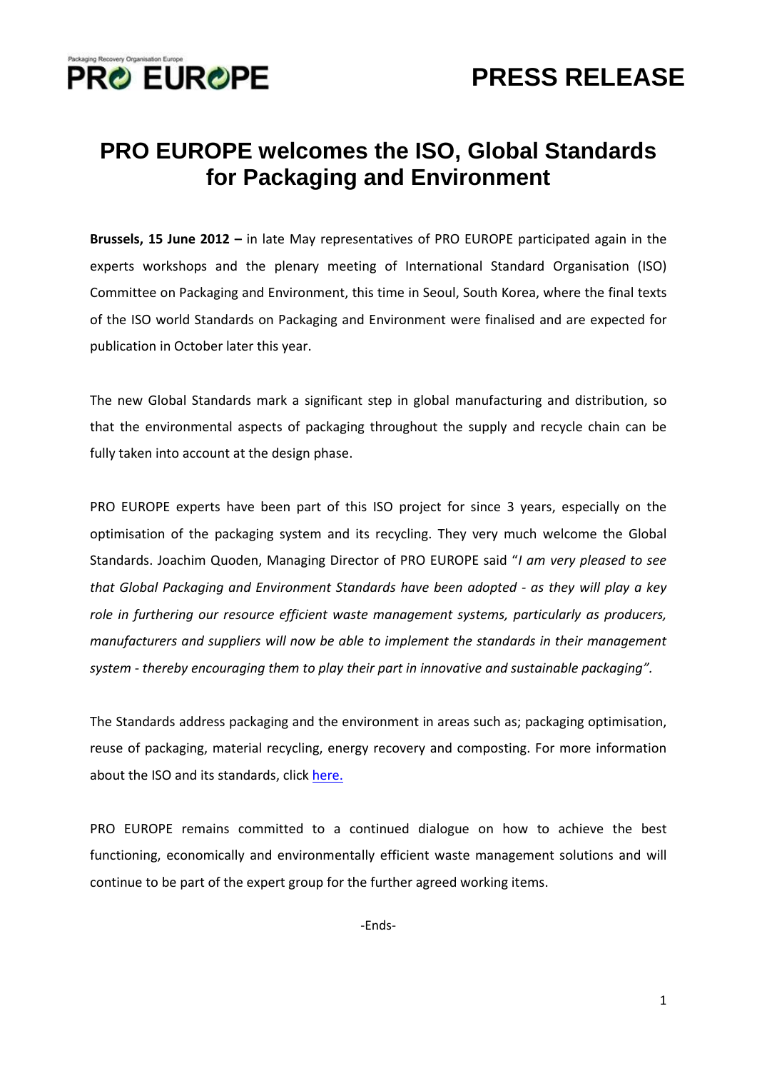Packaging Recovery Organisation Europe

**PRO EUROPE**

**PRESS RELEASE**

# PRO EUROPE welcomes the ISO, Global Standards for Packaging and Environment

**Brussels, 15 June 2012 –** in late May representatives of PRO EUROPE participated again in the experts workshops and the plenary meeting of International Standard Organisation (ISO) Committee on Packaging and Environment, this time in Seoul, South Korea, where the final texts of the ISO world Standards on Packaging and Environment were finalised and are expected for publication in October later this year.

The new Global Standards mark a significant step in global manufacturing and distribution, so that the environmental aspects of packaging throughout the supply and recycle chain can be fully taken into account at the design phase.

PRO EUROPE experts have been part of this ISO project for since 3 years, especially on the optimisation of the packaging system and its recycling. They very much welcome the Global Standards. Joachim Quoden, Managing Director of PRO EUROPE said "*I am very pleased to see that Global Packaging and Environment Standards have been adopted - as they will play a key role in furthering our resource efficient waste management systems, particularly as producers, manufacturers and suppliers will now be able to implement the standards in their management system - thereby encouraging them to play their part in innovative and sustainable packaging".*

The Standards address packaging and the environment in areas such as; packaging optimisation, reuse of packaging, material recycling, energy recovery and composting. For more information about the ISO and its standards, click here.

PRO EUROPE remains committed to a continued dialogue on how to achieve the best functioning, economically and environmentally efficient waste management solutions and will continue to be part of the expert group for the further agreed working items.

-Ends-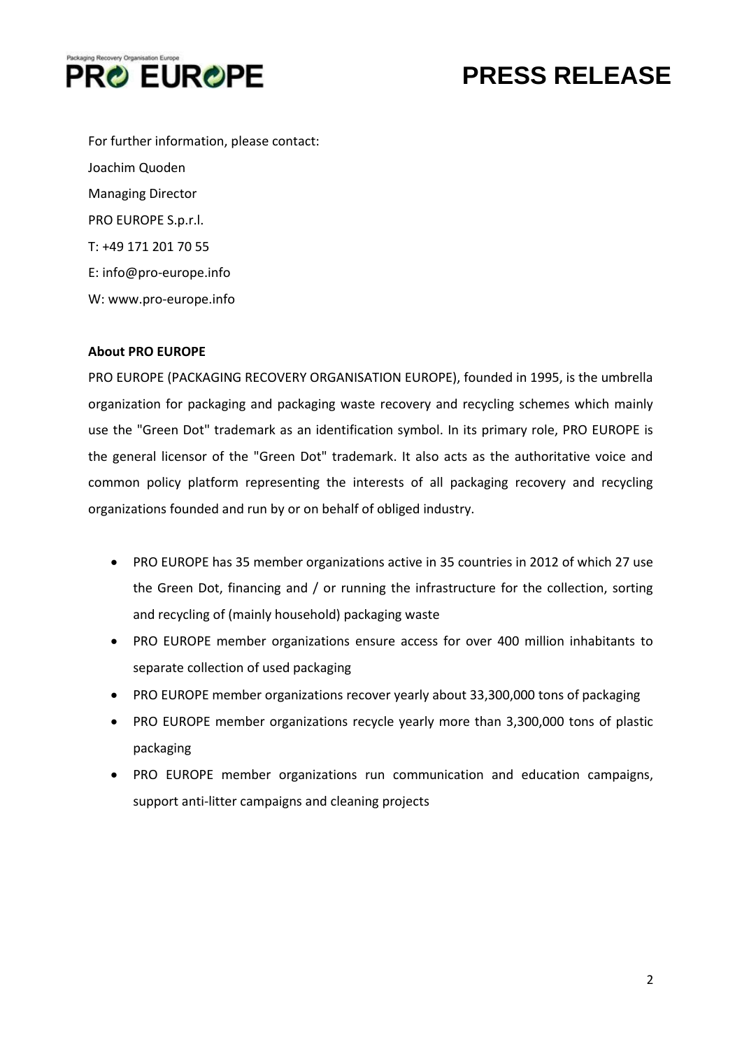For further information, please contact:

Joachim Quoden

Managing Director

PRO EUROPE S.p.r.l.

T: +49 171 201 70 55

E: info@pro-europe.info

W: www.pro-europe.info

**About PRO EUROPE**

PRO EUROPE (PACKAGING RECOVERY ORGANISATION EUROPE), founded in 1995, is the umbrella organization for packaging and packaging waste recovery and recycling schemes which mainly use the "Green Dot" trademark as an identification symbol. In its primary role, PRO EUROPE is the general licensor of the "Green Dot" trademark. It also acts as the authoritative voice and common policy platform representing the interests of all packaging recovery and recycling organizations founded and run by or on behalf of obliged industry.

- PRO EUROPE has 35 member organizations active in 35 countries in 2012 of which 27 use the Green Dot, financing and / or running the infrastructure for the collection, sorting and recycling of (mainly household) packaging waste
- PRO EUROPE member organizations ensure access for over 400 million inhabitants to separate collection of used packaging
- PRO EUROPE member organizations recover yearly about 33,300,000 tons of packaging
- PRO EUROPE member organizations recycle yearly more than 3,300,000 tons of plastic packaging
- PRO EUROPE member organizations run communication and education campaigns, support anti-litter campaigns and cleaning projects